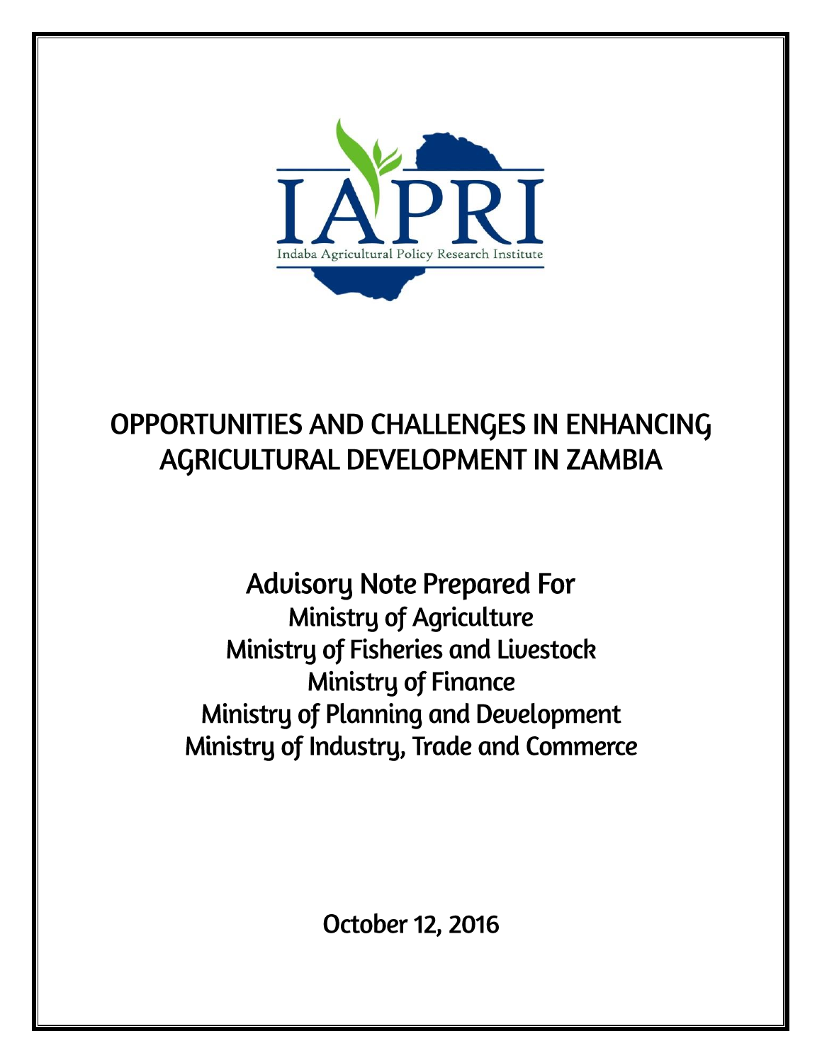IAPRI

Indaba Agricultural Policy Research Institute

# OPPORTUNITIES AND CHALLENGES IN ENHANCING AGRICULTURAL DEVELOPMENT IN ZAMBIA

## Advisory Note Prepared For

Ministry of Agriculture
Ministry of Fisheries and Livestock
Ministry of Finance
Ministry of Planning and Development
Ministry of Industry, Trade and Commerce

October 12, 2016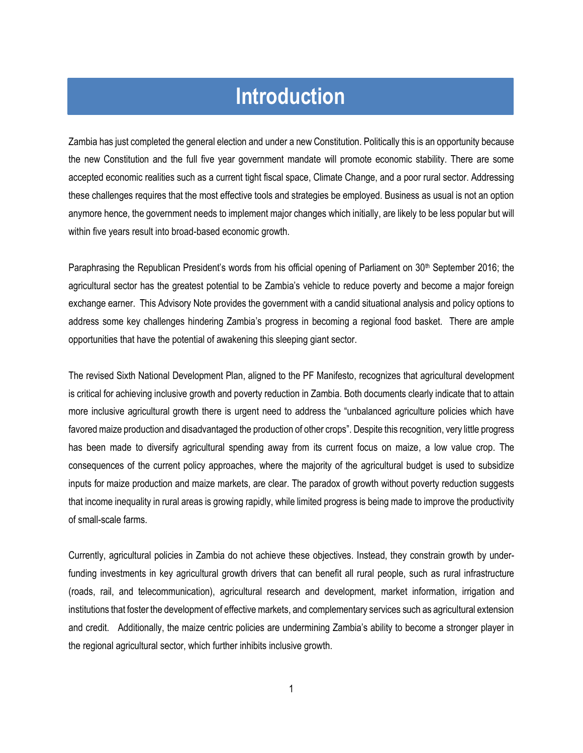# Introduction

Zambia has just completed the general election and under a new Constitution. Politically this is an opportunity because the new Constitution and the full five year government mandate will promote economic stability. There are some accepted economic realities such as a current tight fiscal space, Climate Change, and a poor rural sector. Addressing these challenges requires that the most effective tools and strategies be employed. Business as usual is not an option anymore hence, the government needs to implement major changes which initially, are likely to be less popular but will within five years result into broad-based economic growth.

Paraphrasing the Republican President's words from his official opening of Parliament on 30th September 2016; the agricultural sector has the greatest potential to be Zambia's vehicle to reduce poverty and become a major foreign exchange earner. This Advisory Note provides the government with a candid situational analysis and policy options to address some key challenges hindering Zambia's progress in becoming a regional food basket. There are ample opportunities that have the potential of awakening this sleeping giant sector.

The revised Sixth National Development Plan, aligned to the PF Manifesto, recognizes that agricultural development is critical for achieving inclusive growth and poverty reduction in Zambia. Both documents clearly indicate that to attain more inclusive agricultural growth there is urgent need to address the "unbalanced agriculture policies which have favored maize production and disadvantaged the production of other crops". Despite this recognition, very little progress has been made to diversify agricultural spending away from its current focus on maize, a low value crop. The consequences of the current policy approaches, where the majority of the agricultural budget is used to subsidize inputs for maize production and maize markets, are clear. The paradox of growth without poverty reduction suggests that income inequality in rural areas is growing rapidly, while limited progress is being made to improve the productivity of small-scale farms.

Currently, agricultural policies in Zambia do not achieve these objectives. Instead, they constrain growth by under-funding investments in key agricultural growth drivers that can benefit all rural people, such as rural infrastructure (roads, rail, and telecommunication), agricultural research and development, market information, irrigation and institutions that foster the development of effective markets, and complementary services such as agricultural extension and credit. Additionally, the maize centric policies are undermining Zambia's ability to become a stronger player in the regional agricultural sector, which further inhibits inclusive growth.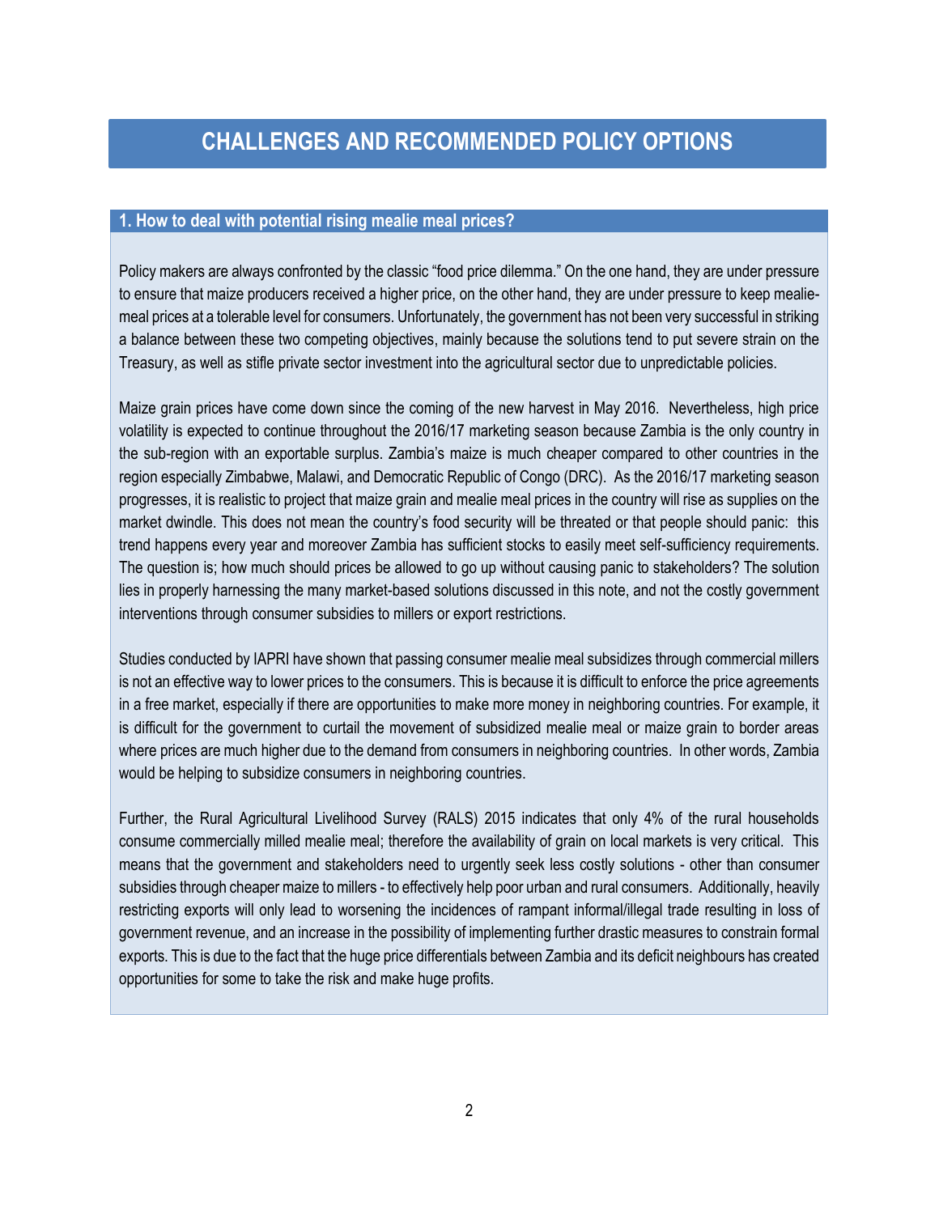# CHALLENGES AND RECOMMENDED POLICY OPTIONS

## 1. How to deal with potential rising mealie meal prices?

Policy makers are always confronted by the classic "food price dilemma." On the one hand, they are under pressure to ensure that maize producers received a higher price, on the other hand, they are under pressure to keep mealie-meal prices at a tolerable level for consumers. Unfortunately, the government has not been very successful in striking a balance between these two competing objectives, mainly because the solutions tend to put severe strain on the Treasury, as well as stifle private sector investment into the agricultural sector due to unpredictable policies.

Maize grain prices have come down since the coming of the new harvest in May 2016. Nevertheless, high price volatility is expected to continue throughout the 2016/17 marketing season because Zambia is the only country in the sub-region with an exportable surplus. Zambia's maize is much cheaper compared to other countries in the region especially Zimbabwe, Malawi, and Democratic Republic of Congo (DRC). As the 2016/17 marketing season progresses, it is realistic to project that maize grain and mealie meal prices in the country will rise as supplies on the market dwindle. This does not mean the country's food security will be threated or that people should panic: this trend happens every year and moreover Zambia has sufficient stocks to easily meet self-sufficiency requirements. The question is; how much should prices be allowed to go up without causing panic to stakeholders? The solution lies in properly harnessing the many market-based solutions discussed in this note, and not the costly government interventions through consumer subsidies to millers or export restrictions.

Studies conducted by IAPRI have shown that passing consumer mealie meal subsidizes through commercial millers is not an effective way to lower prices to the consumers. This is because it is difficult to enforce the price agreements in a free market, especially if there are opportunities to make more money in neighboring countries. For example, it is difficult for the government to curtail the movement of subsidized mealie meal or maize grain to border areas where prices are much higher due to the demand from consumers in neighboring countries. In other words, Zambia would be helping to subsidize consumers in neighboring countries.

Further, the Rural Agricultural Livelihood Survey (RALS) 2015 indicates that only 4% of the rural households consume commercially milled mealie meal; therefore the availability of grain on local markets is very critical. This means that the government and stakeholders need to urgently seek less costly solutions - other than consumer subsidies through cheaper maize to millers - to effectively help poor urban and rural consumers. Additionally, heavily restricting exports will only lead to worsening the incidences of rampant informal/illegal trade resulting in loss of government revenue, and an increase in the possibility of implementing further drastic measures to constrain formal exports. This is due to the fact that the huge price differentials between Zambia and its deficit neighbours has created opportunities for some to take the risk and make huge profits.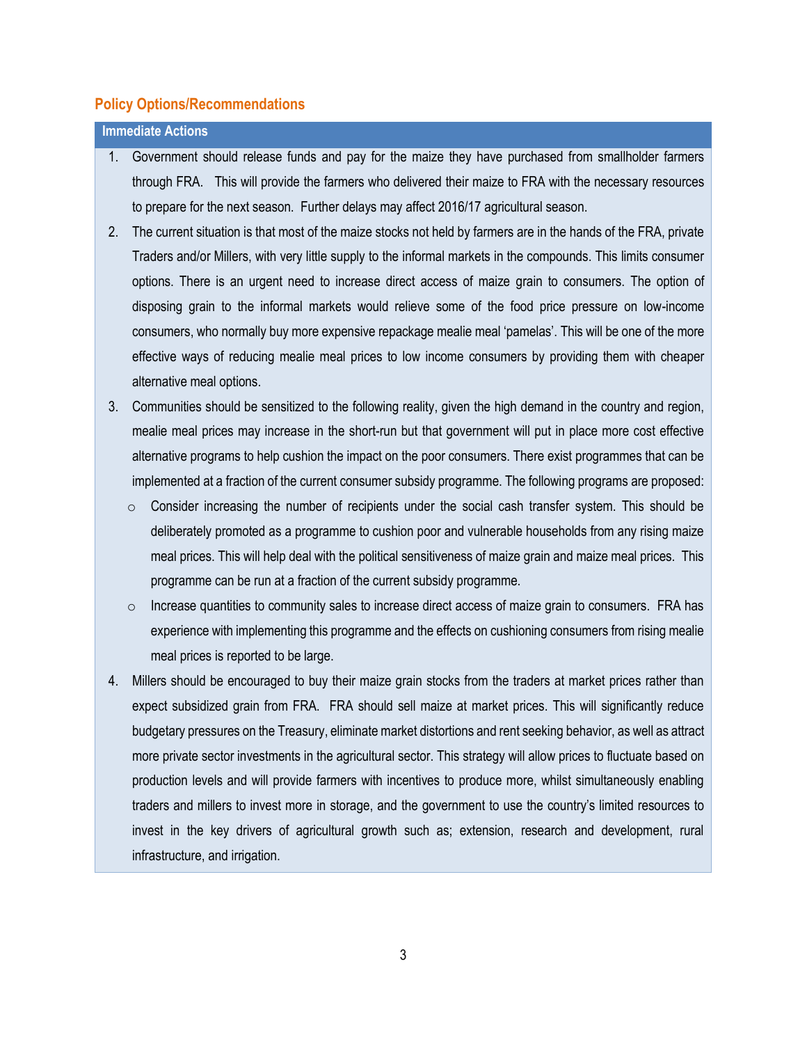## Policy Options/Recommendations

### Immediate Actions

1. Government should release funds and pay for the maize they have purchased from smallholder farmers through FRA. This will provide the farmers who delivered their maize to FRA with the necessary resources to prepare for the next season. Further delays may affect 2016/17 agricultural season.
2. The current situation is that most of the maize stocks not held by farmers are in the hands of the FRA, private Traders and/or Millers, with very little supply to the informal markets in the compounds. This limits consumer options. There is an urgent need to increase direct access of maize grain to consumers. The option of disposing grain to the informal markets would relieve some of the food price pressure on low-income consumers, who normally buy more expensive repackage mealie meal 'pamelas'. This will be one of the more effective ways of reducing mealie meal prices to low income consumers by providing them with cheaper alternative meal options.
3. Communities should be sensitized to the following reality, given the high demand in the country and region, mealie meal prices may increase in the short-run but that government will put in place more cost effective alternative programs to help cushion the impact on the poor consumers. There exist programmes that can be implemented at a fraction of the current consumer subsidy programme. The following programs are proposed:
   - Consider increasing the number of recipients under the social cash transfer system. This should be deliberately promoted as a programme to cushion poor and vulnerable households from any rising maize meal prices. This will help deal with the political sensitiveness of maize grain and maize meal prices. This programme can be run at a fraction of the current subsidy programme.
   - Increase quantities to community sales to increase direct access of maize grain to consumers. FRA has experience with implementing this programme and the effects on cushioning consumers from rising mealie meal prices is reported to be large.
4. Millers should be encouraged to buy their maize grain stocks from the traders at market prices rather than expect subsidized grain from FRA. FRA should sell maize at market prices. This will significantly reduce budgetary pressures on the Treasury, eliminate market distortions and rent seeking behavior, as well as attract more private sector investments in the agricultural sector. This strategy will allow prices to fluctuate based on production levels and will provide farmers with incentives to produce more, whilst simultaneously enabling traders and millers to invest more in storage, and the government to use the country's limited resources to invest in the key drivers of agricultural growth such as; extension, research and development, rural infrastructure, and irrigation.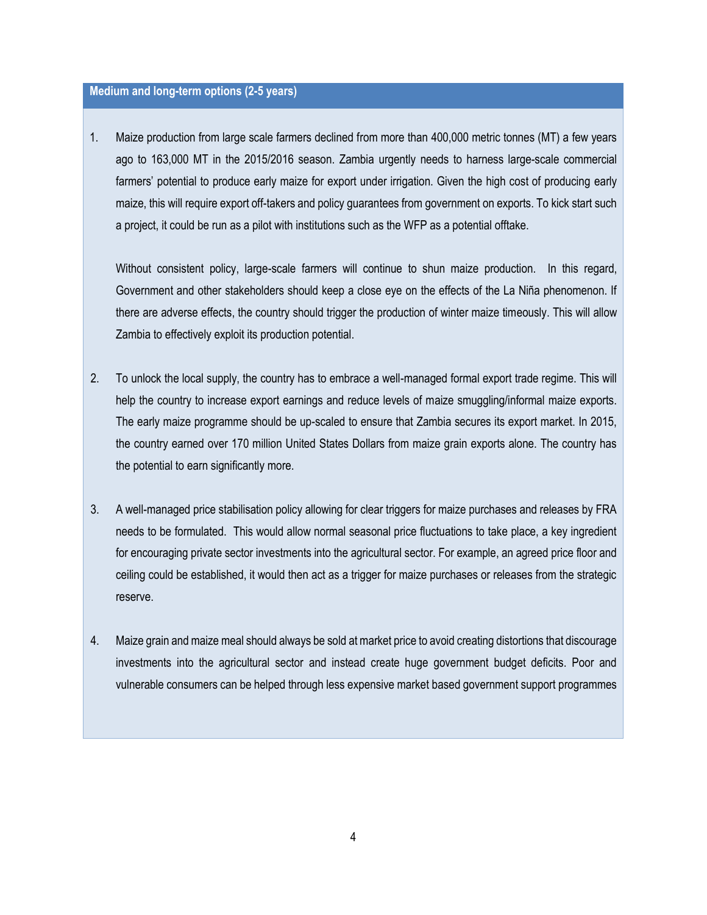## Medium and long-term options (2-5 years)

1. Maize production from large scale farmers declined from more than 400,000 metric tonnes (MT) a few years ago to 163,000 MT in the 2015/2016 season. Zambia urgently needs to harness large-scale commercial farmers' potential to produce early maize for export under irrigation. Given the high cost of producing early maize, this will require export off-takers and policy guarantees from government on exports. To kick start such a project, it could be run as a pilot with institutions such as the WFP as a potential offtake.

   Without consistent policy, large-scale farmers will continue to shun maize production. In this regard, Government and other stakeholders should keep a close eye on the effects of the La Niña phenomenon. If there are adverse effects, the country should trigger the production of winter maize timeously. This will allow Zambia to effectively exploit its production potential.

2. To unlock the local supply, the country has to embrace a well-managed formal export trade regime. This will help the country to increase export earnings and reduce levels of maize smuggling/informal maize exports. The early maize programme should be up-scaled to ensure that Zambia secures its export market. In 2015, the country earned over 170 million United States Dollars from maize grain exports alone. The country has the potential to earn significantly more.

3. A well-managed price stabilisation policy allowing for clear triggers for maize purchases and releases by FRA needs to be formulated. This would allow normal seasonal price fluctuations to take place, a key ingredient for encouraging private sector investments into the agricultural sector. For example, an agreed price floor and ceiling could be established, it would then act as a trigger for maize purchases or releases from the strategic reserve.

4. Maize grain and maize meal should always be sold at market price to avoid creating distortions that discourage investments into the agricultural sector and instead create huge government budget deficits. Poor and vulnerable consumers can be helped through less expensive market based government support programmes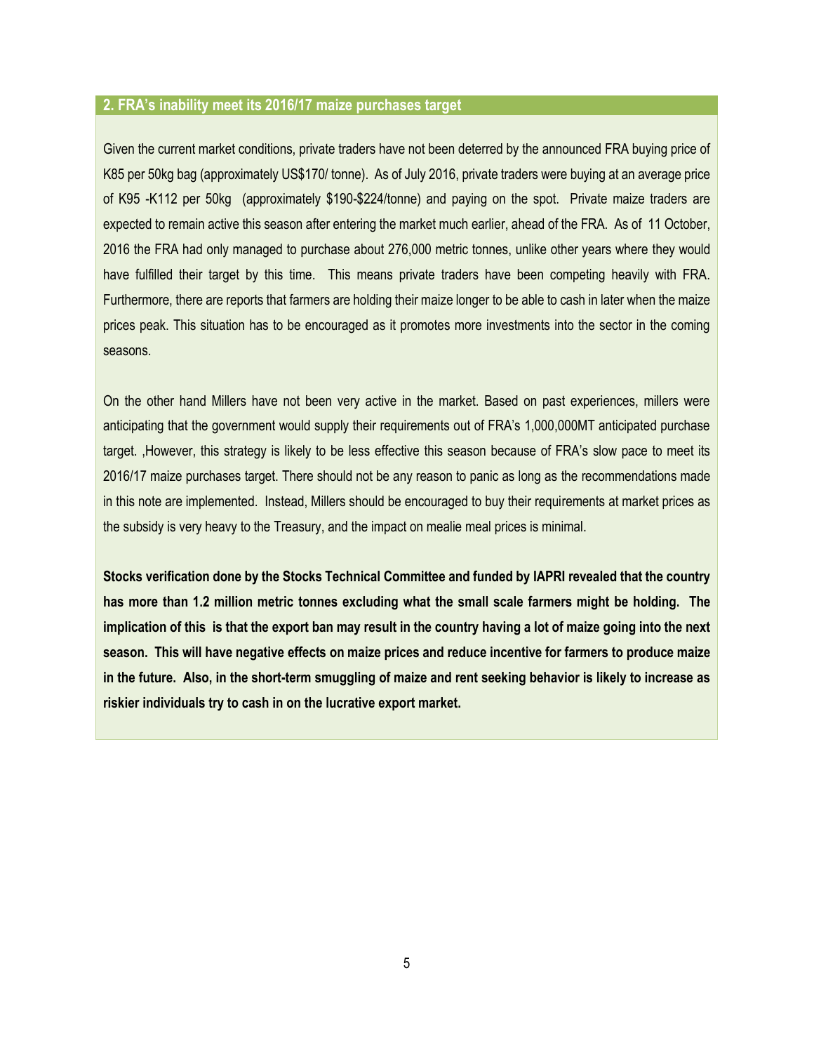## 2. FRA's inability meet its 2016/17 maize purchases target

Given the current market conditions, private traders have not been deterred by the announced FRA buying price of K85 per 50kg bag (approximately US$170/ tonne). As of July 2016, private traders were buying at an average price of K95 -K112 per 50kg (approximately $190-$224/tonne) and paying on the spot. Private maize traders are expected to remain active this season after entering the market much earlier, ahead of the FRA. As of 11 October, 2016 the FRA had only managed to purchase about 276,000 metric tonnes, unlike other years where they would have fulfilled their target by this time. This means private traders have been competing heavily with FRA. Furthermore, there are reports that farmers are holding their maize longer to be able to cash in later when the maize prices peak. This situation has to be encouraged as it promotes more investments into the sector in the coming seasons.

On the other hand Millers have not been very active in the market. Based on past experiences, millers were anticipating that the government would supply their requirements out of FRA's 1,000,000MT anticipated purchase target. ,However, this strategy is likely to be less effective this season because of FRA's slow pace to meet its 2016/17 maize purchases target. There should not be any reason to panic as long as the recommendations made in this note are implemented. Instead, Millers should be encouraged to buy their requirements at market prices as the subsidy is very heavy to the Treasury, and the impact on mealie meal prices is minimal.

**Stocks verification done by the Stocks Technical Committee and funded by IAPRI revealed that the country has more than 1.2 million metric tonnes excluding what the small scale farmers might be holding. The implication of this is that the export ban may result in the country having a lot of maize going into the next season. This will have negative effects on maize prices and reduce incentive for farmers to produce maize in the future. Also, in the short-term smuggling of maize and rent seeking behavior is likely to increase as riskier individuals try to cash in on the lucrative export market.**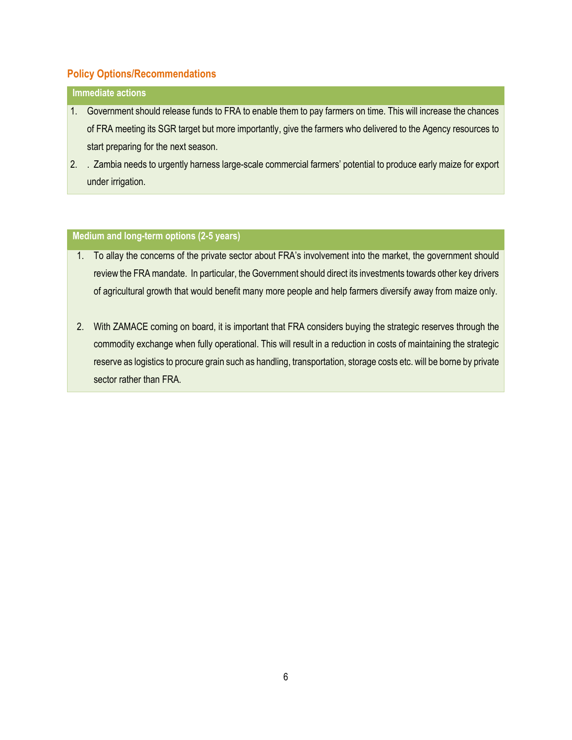## Policy Options/Recommendations

### Immediate actions

1. Government should release funds to FRA to enable them to pay farmers on time. This will increase the chances of FRA meeting its SGR target but more importantly, give the farmers who delivered to the Agency resources to start preparing for the next season.
2. . Zambia needs to urgently harness large-scale commercial farmers' potential to produce early maize for export under irrigation.

### Medium and long-term options (2-5 years)

1. To allay the concerns of the private sector about FRA's involvement into the market, the government should review the FRA mandate. In particular, the Government should direct its investments towards other key drivers of agricultural growth that would benefit many more people and help farmers diversify away from maize only.

2. With ZAMACE coming on board, it is important that FRA considers buying the strategic reserves through the commodity exchange when fully operational. This will result in a reduction in costs of maintaining the strategic reserve as logistics to procure grain such as handling, transportation, storage costs etc. will be borne by private sector rather than FRA.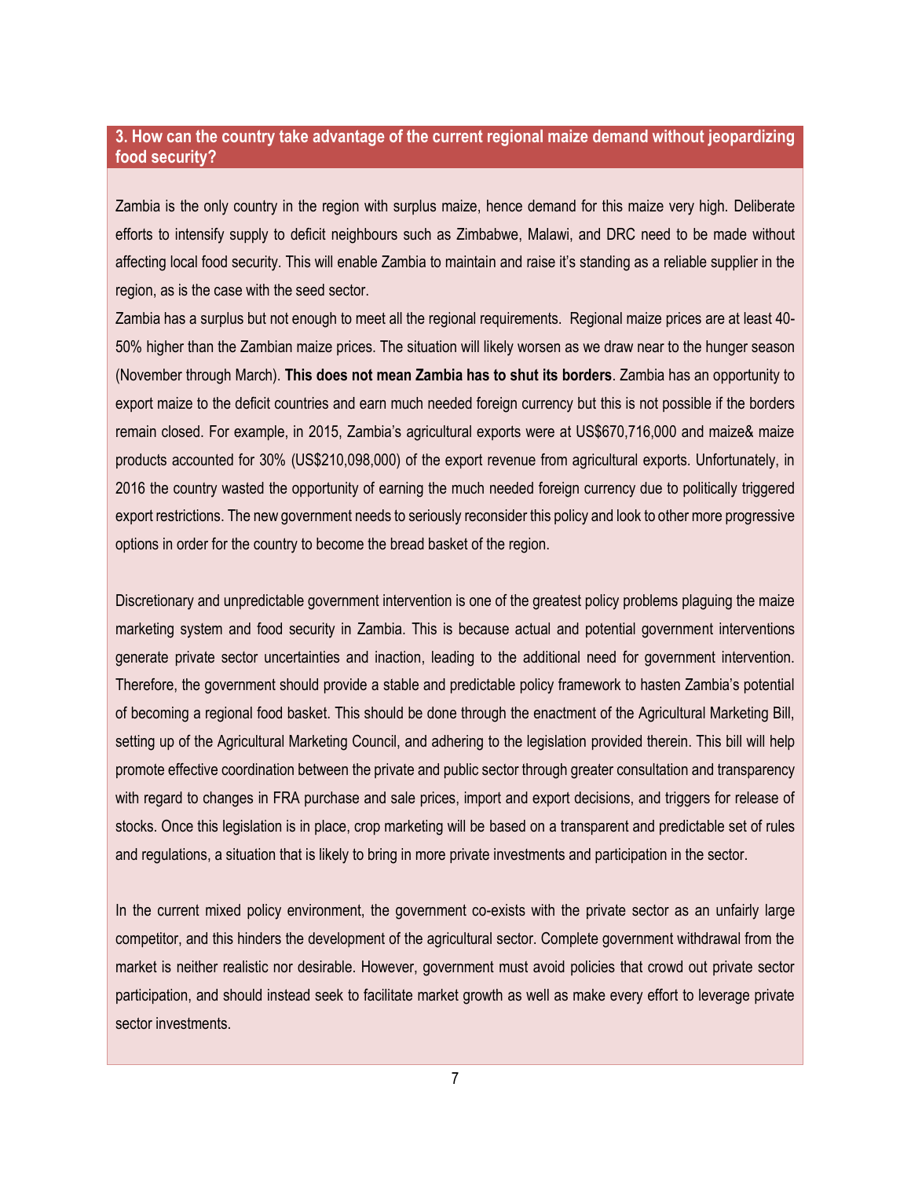### 3. How can the country take advantage of the current regional maize demand without jeopardizing food security?

Zambia is the only country in the region with surplus maize, hence demand for this maize very high. Deliberate efforts to intensify supply to deficit neighbours such as Zimbabwe, Malawi, and DRC need to be made without affecting local food security. This will enable Zambia to maintain and raise it's standing as a reliable supplier in the region, as is the case with the seed sector.

Zambia has a surplus but not enough to meet all the regional requirements. Regional maize prices are at least 40-50% higher than the Zambian maize prices. The situation will likely worsen as we draw near to the hunger season (November through March). **This does not mean Zambia has to shut its borders**. Zambia has an opportunity to export maize to the deficit countries and earn much needed foreign currency but this is not possible if the borders remain closed. For example, in 2015, Zambia's agricultural exports were at US$670,716,000 and maize& maize products accounted for 30% (US$210,098,000) of the export revenue from agricultural exports. Unfortunately, in 2016 the country wasted the opportunity of earning the much needed foreign currency due to politically triggered export restrictions. The new government needs to seriously reconsider this policy and look to other more progressive options in order for the country to become the bread basket of the region.

Discretionary and unpredictable government intervention is one of the greatest policy problems plaguing the maize marketing system and food security in Zambia. This is because actual and potential government interventions generate private sector uncertainties and inaction, leading to the additional need for government intervention. Therefore, the government should provide a stable and predictable policy framework to hasten Zambia's potential of becoming a regional food basket. This should be done through the enactment of the Agricultural Marketing Bill, setting up of the Agricultural Marketing Council, and adhering to the legislation provided therein. This bill will help promote effective coordination between the private and public sector through greater consultation and transparency with regard to changes in FRA purchase and sale prices, import and export decisions, and triggers for release of stocks. Once this legislation is in place, crop marketing will be based on a transparent and predictable set of rules and regulations, a situation that is likely to bring in more private investments and participation in the sector.

In the current mixed policy environment, the government co-exists with the private sector as an unfairly large competitor, and this hinders the development of the agricultural sector. Complete government withdrawal from the market is neither realistic nor desirable. However, government must avoid policies that crowd out private sector participation, and should instead seek to facilitate market growth as well as make every effort to leverage private sector investments.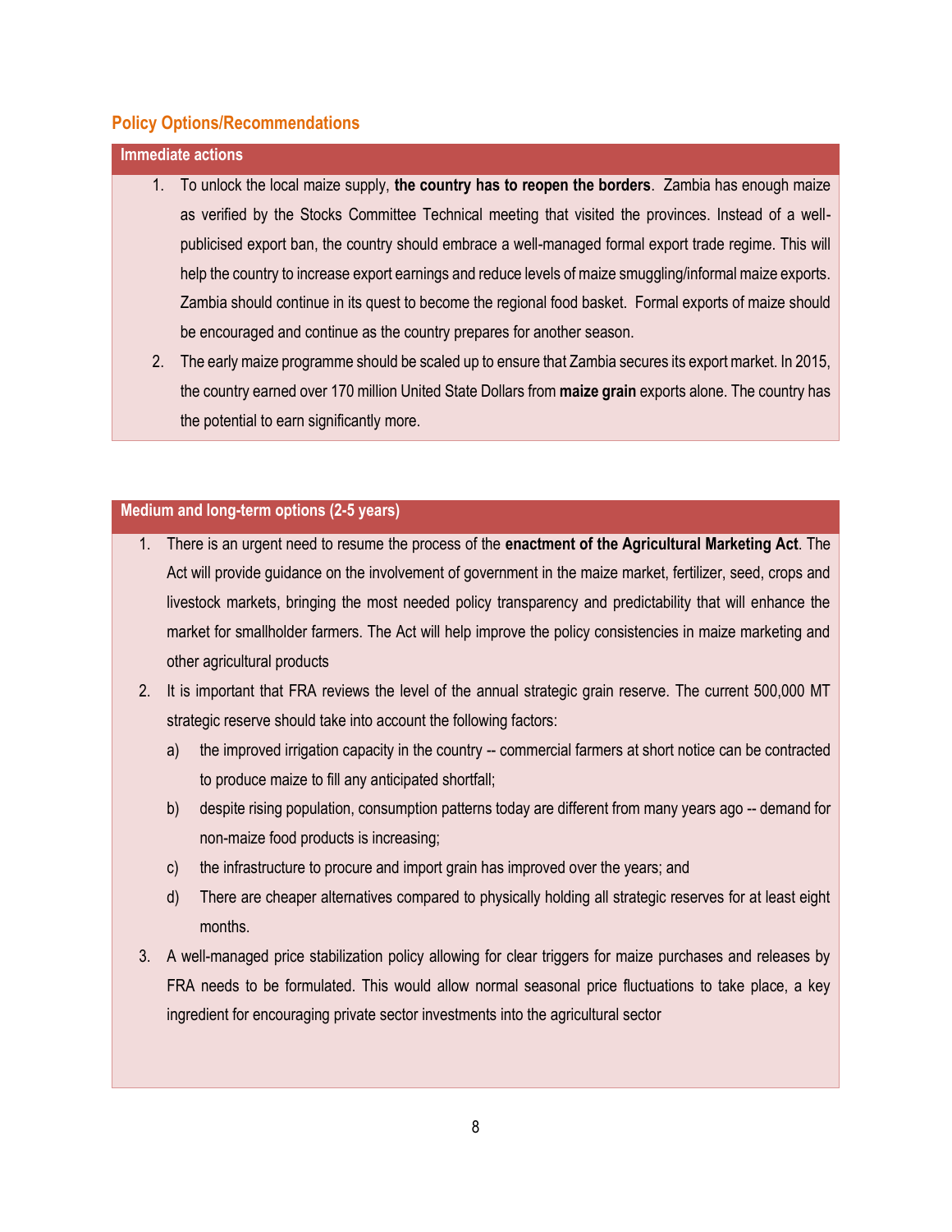## Policy Options/Recommendations

### Immediate actions

1. To unlock the local maize supply, **the country has to reopen the borders**. Zambia has enough maize as verified by the Stocks Committee Technical meeting that visited the provinces. Instead of a well-publicised export ban, the country should embrace a well-managed formal export trade regime. This will help the country to increase export earnings and reduce levels of maize smuggling/informal maize exports. Zambia should continue in its quest to become the regional food basket. Formal exports of maize should be encouraged and continue as the country prepares for another season.
2. The early maize programme should be scaled up to ensure that Zambia secures its export market. In 2015, the country earned over 170 million United State Dollars from **maize grain** exports alone. The country has the potential to earn significantly more.

### Medium and long-term options (2-5 years)

1. There is an urgent need to resume the process of the **enactment of the Agricultural Marketing Act**. The Act will provide guidance on the involvement of government in the maize market, fertilizer, seed, crops and livestock markets, bringing the most needed policy transparency and predictability that will enhance the market for smallholder farmers. The Act will help improve the policy consistencies in maize marketing and other agricultural products
2. It is important that FRA reviews the level of the annual strategic grain reserve. The current 500,000 MT strategic reserve should take into account the following factors:
   a) the improved irrigation capacity in the country -- commercial farmers at short notice can be contracted to produce maize to fill any anticipated shortfall;
   b) despite rising population, consumption patterns today are different from many years ago -- demand for non-maize food products is increasing;
   c) the infrastructure to procure and import grain has improved over the years; and
   d) There are cheaper alternatives compared to physically holding all strategic reserves for at least eight months.
3. A well-managed price stabilization policy allowing for clear triggers for maize purchases and releases by FRA needs to be formulated. This would allow normal seasonal price fluctuations to take place, a key ingredient for encouraging private sector investments into the agricultural sector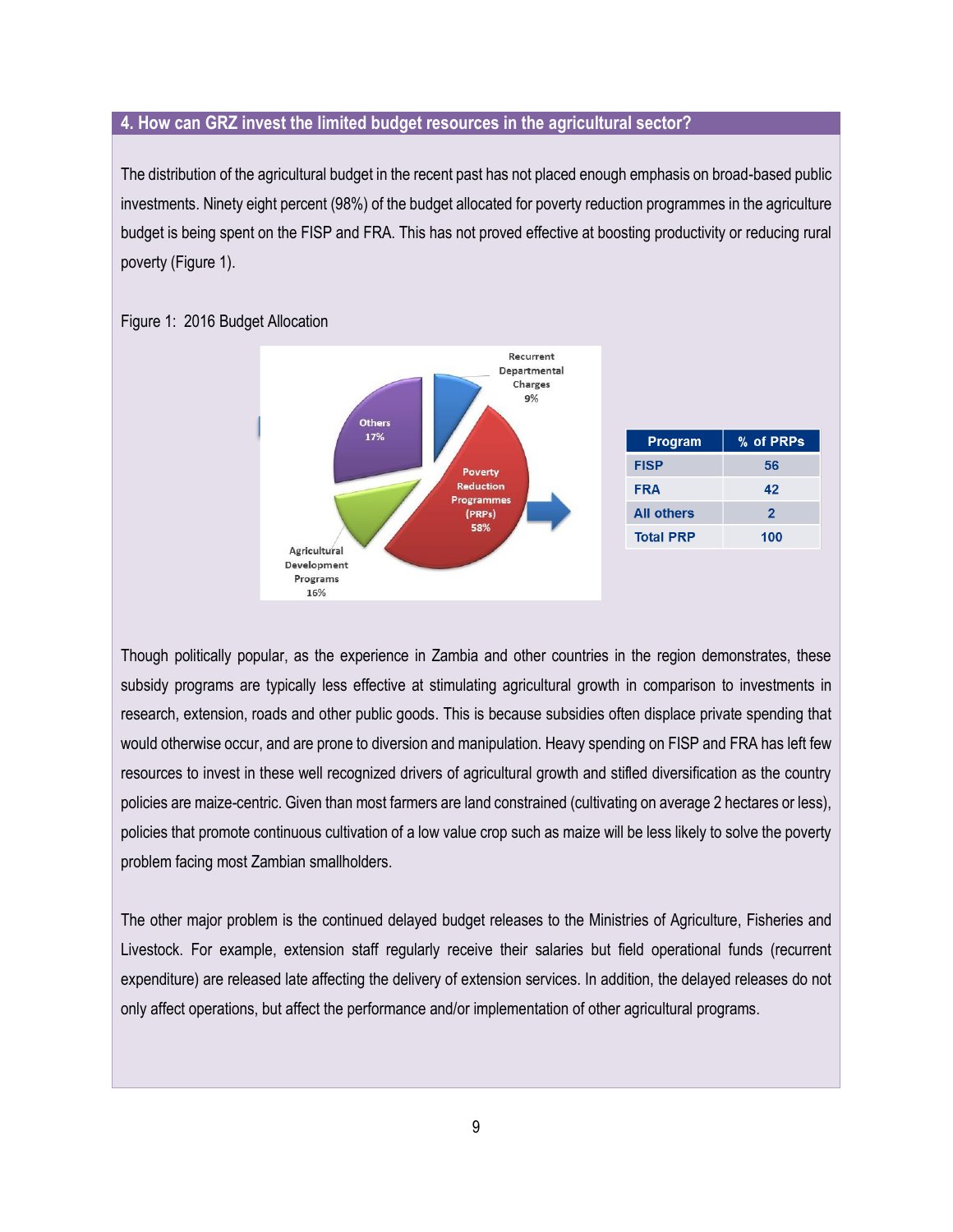## 4. How can GRZ invest the limited budget resources in the agricultural sector?

The distribution of the agricultural budget in the recent past has not placed enough emphasis on broad-based public investments. Ninety eight percent (98%) of the budget allocated for poverty reduction programmes in the agriculture budget is being spent on the FISP and FRA. This has not proved effective at boosting productivity or reducing rural poverty (Figure 1).

Figure 1: 2016 Budget Allocation

| Program | % of PRPs |
|---|---|
| FISP | 56 |
| FRA | 42 |
| All others | 2 |
| Total PRP | 100 |

Though politically popular, as the experience in Zambia and other countries in the region demonstrates, these subsidy programs are typically less effective at stimulating agricultural growth in comparison to investments in research, extension, roads and other public goods. This is because subsidies often displace private spending that would otherwise occur, and are prone to diversion and manipulation. Heavy spending on FISP and FRA has left few resources to invest in these well recognized drivers of agricultural growth and stifled diversification as the country policies are maize-centric. Given than most farmers are land constrained (cultivating on average 2 hectares or less), policies that promote continuous cultivation of a low value crop such as maize will be less likely to solve the poverty problem facing most Zambian smallholders.

The other major problem is the continued delayed budget releases to the Ministries of Agriculture, Fisheries and Livestock. For example, extension staff regularly receive their salaries but field operational funds (recurrent expenditure) are released late affecting the delivery of extension services. In addition, the delayed releases do not only affect operations, but affect the performance and/or implementation of other agricultural programs.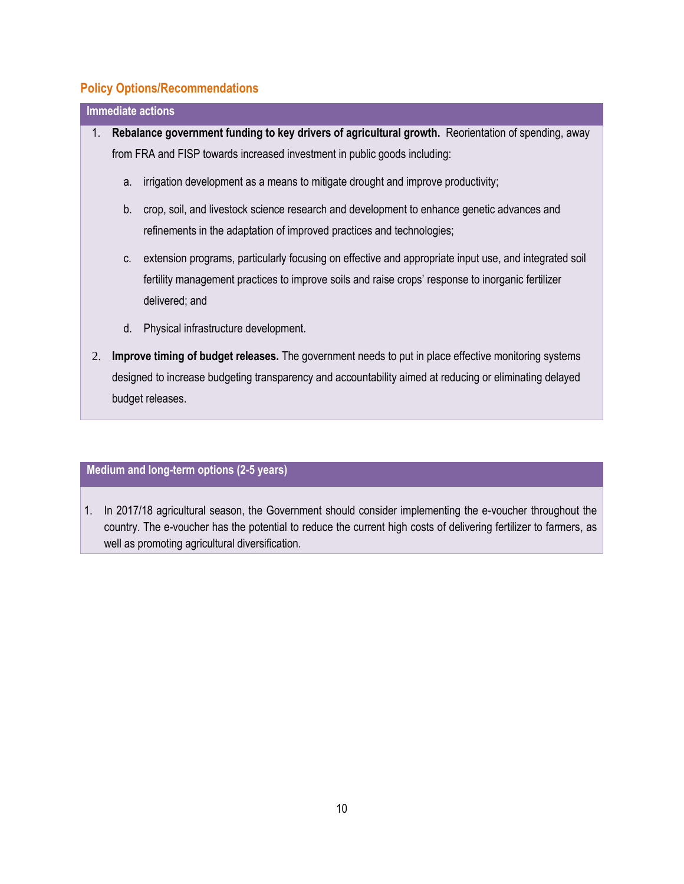## Policy Options/Recommendations

### Immediate actions

1. **Rebalance government funding to key drivers of agricultural growth.** Reorientation of spending, away from FRA and FISP towards increased investment in public goods including:

   a. irrigation development as a means to mitigate drought and improve productivity;

   b. crop, soil, and livestock science research and development to enhance genetic advances and refinements in the adaptation of improved practices and technologies;

   c. extension programs, particularly focusing on effective and appropriate input use, and integrated soil fertility management practices to improve soils and raise crops' response to inorganic fertilizer delivered; and

   d. Physical infrastructure development.

2. **Improve timing of budget releases.** The government needs to put in place effective monitoring systems designed to increase budgeting transparency and accountability aimed at reducing or eliminating delayed budget releases.

### Medium and long-term options (2-5 years)

1. In 2017/18 agricultural season, the Government should consider implementing the e-voucher throughout the country. The e-voucher has the potential to reduce the current high costs of delivering fertilizer to farmers, as well as promoting agricultural diversification.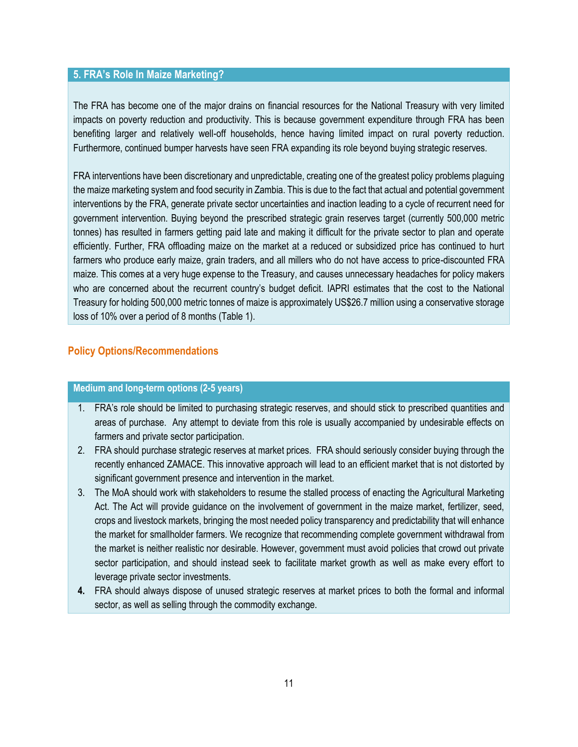## 5. FRA's Role In Maize Marketing?

The FRA has become one of the major drains on financial resources for the National Treasury with very limited impacts on poverty reduction and productivity. This is because government expenditure through FRA has been benefiting larger and relatively well-off households, hence having limited impact on rural poverty reduction. Furthermore, continued bumper harvests have seen FRA expanding its role beyond buying strategic reserves.

FRA interventions have been discretionary and unpredictable, creating one of the greatest policy problems plaguing the maize marketing system and food security in Zambia. This is due to the fact that actual and potential government interventions by the FRA, generate private sector uncertainties and inaction leading to a cycle of recurrent need for government intervention. Buying beyond the prescribed strategic grain reserves target (currently 500,000 metric tonnes) has resulted in farmers getting paid late and making it difficult for the private sector to plan and operate efficiently. Further, FRA offloading maize on the market at a reduced or subsidized price has continued to hurt farmers who produce early maize, grain traders, and all millers who do not have access to price-discounted FRA maize. This comes at a very huge expense to the Treasury, and causes unnecessary headaches for policy makers who are concerned about the recurrent country's budget deficit. IAPRI estimates that the cost to the National Treasury for holding 500,000 metric tonnes of maize is approximately US$26.7 million using a conservative storage loss of 10% over a period of 8 months (Table 1).

### Policy Options/Recommendations

#### Medium and long-term options (2-5 years)

1. FRA's role should be limited to purchasing strategic reserves, and should stick to prescribed quantities and areas of purchase. Any attempt to deviate from this role is usually accompanied by undesirable effects on farmers and private sector participation.
2. FRA should purchase strategic reserves at market prices. FRA should seriously consider buying through the recently enhanced ZAMACE. This innovative approach will lead to an efficient market that is not distorted by significant government presence and intervention in the market.
3. The MoA should work with stakeholders to resume the stalled process of enacting the Agricultural Marketing Act. The Act will provide guidance on the involvement of government in the maize market, fertilizer, seed, crops and livestock markets, bringing the most needed policy transparency and predictability that will enhance the market for smallholder farmers. We recognize that recommending complete government withdrawal from the market is neither realistic nor desirable. However, government must avoid policies that crowd out private sector participation, and should instead seek to facilitate market growth as well as make every effort to leverage private sector investments.
4. FRA should always dispose of unused strategic reserves at market prices to both the formal and informal sector, as well as selling through the commodity exchange.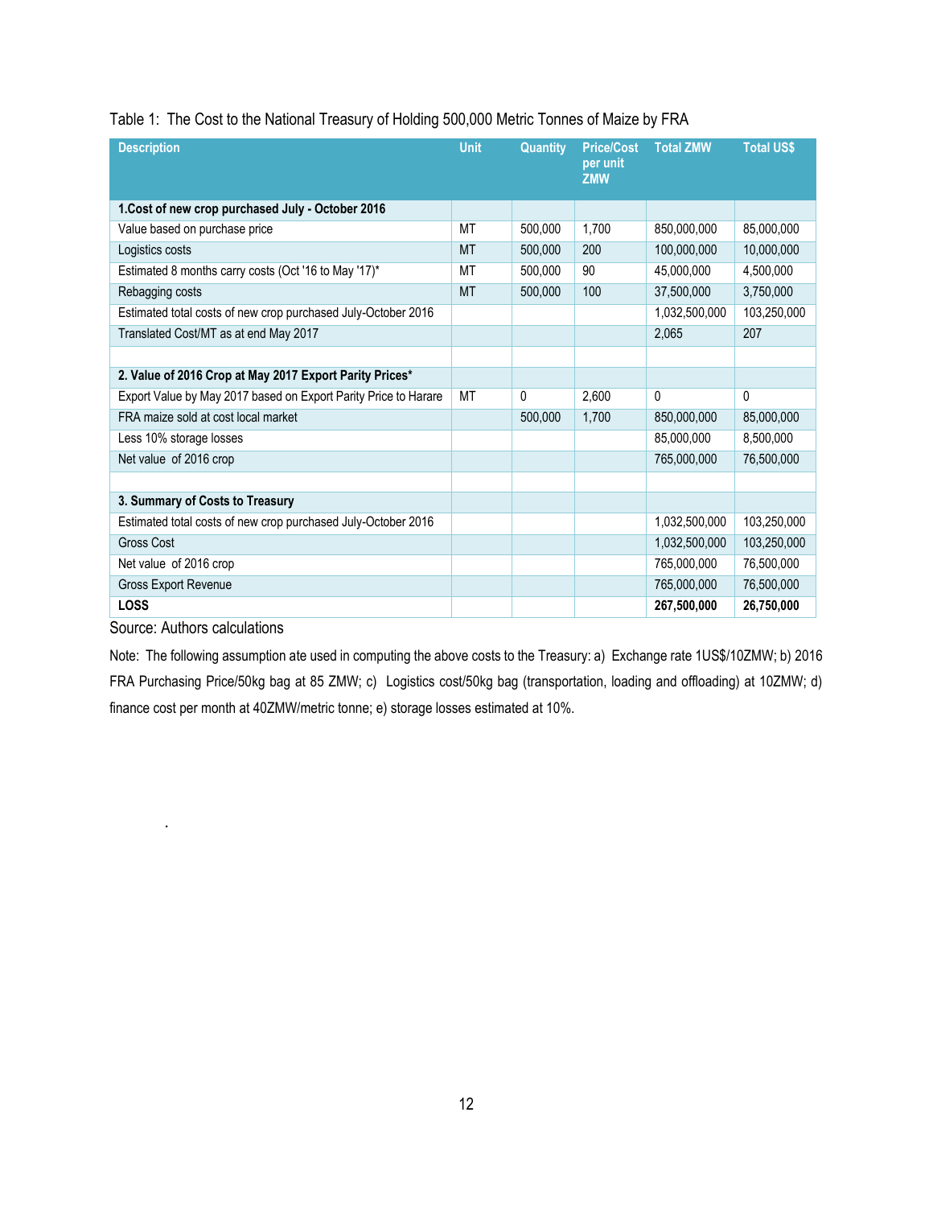Table 1: The Cost to the National Treasury of Holding 500,000 Metric Tonnes of Maize by FRA

| Description | Unit | Quantity | Price/Cost per unit ZMW | Total ZMW | Total US$ |
|---|---|---|---|---|---|
| **1.Cost of new crop purchased July - October 2016** | | | | | |
| Value based on purchase price | MT | 500,000 | 1,700 | 850,000,000 | 85,000,000 |
| Logistics costs | MT | 500,000 | 200 | 100,000,000 | 10,000,000 |
| Estimated 8 months carry costs (Oct '16 to May '17)* | MT | 500,000 | 90 | 45,000,000 | 4,500,000 |
| Rebagging costs | MT | 500,000 | 100 | 37,500,000 | 3,750,000 |
| Estimated total costs of new crop purchased July-October 2016 | | | | 1,032,500,000 | 103,250,000 |
| Translated Cost/MT as at end May 2017 | | | | 2,065 | 207 |
| | | | | | |
| **2. Value of 2016 Crop at May 2017 Export Parity Prices*** | | | | | |
| Export Value by May 2017 based on Export Parity Price to Harare | MT | 0 | 2,600 | 0 | 0 |
| FRA maize sold at cost local market | | 500,000 | 1,700 | 850,000,000 | 85,000,000 |
| Less 10% storage losses | | | | 85,000,000 | 8,500,000 |
| Net value of 2016 crop | | | | 765,000,000 | 76,500,000 |
| | | | | | |
| **3. Summary of Costs to Treasury** | | | | | |
| Estimated total costs of new crop purchased July-October 2016 | | | | 1,032,500,000 | 103,250,000 |
| Gross Cost | | | | 1,032,500,000 | 103,250,000 |
| Net value of 2016 crop | | | | 765,000,000 | 76,500,000 |
| Gross Export Revenue | | | | 765,000,000 | 76,500,000 |
| **LOSS** | | | | **267,500,000** | **26,750,000** |

Source: Authors calculations

Note: The following assumption ate used in computing the above costs to the Treasury: a) Exchange rate 1US$/10ZMW; b) 2016 FRA Purchasing Price/50kg bag at 85 ZMW; c) Logistics cost/50kg bag (transportation, loading and offloading) at 10ZMW; d) finance cost per month at 40ZMW/metric tonne; e) storage losses estimated at 10%.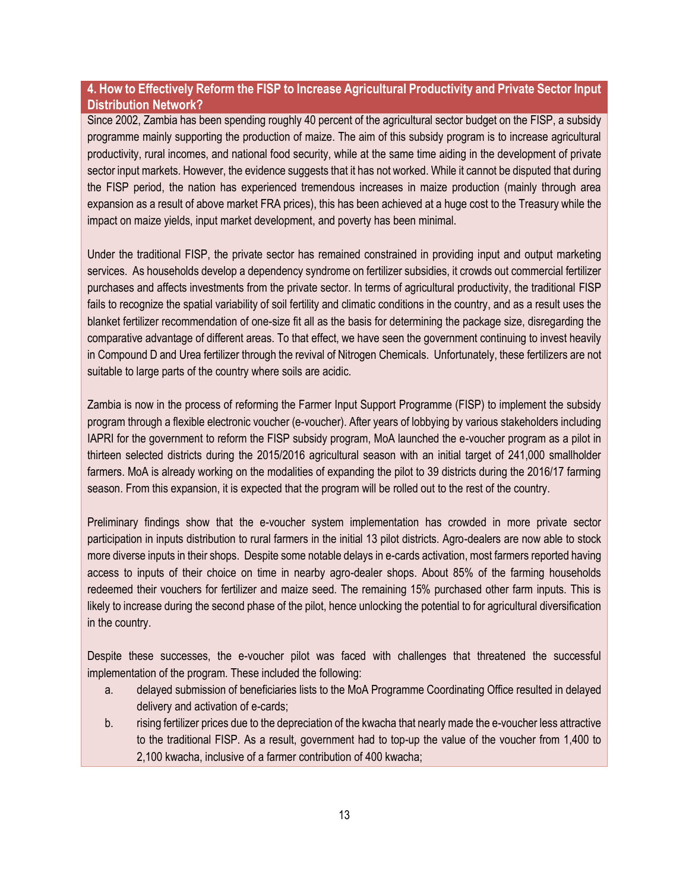## 4. How to Effectively Reform the FISP to Increase Agricultural Productivity and Private Sector Input Distribution Network?

Since 2002, Zambia has been spending roughly 40 percent of the agricultural sector budget on the FISP, a subsidy programme mainly supporting the production of maize. The aim of this subsidy program is to increase agricultural productivity, rural incomes, and national food security, while at the same time aiding in the development of private sector input markets. However, the evidence suggests that it has not worked. While it cannot be disputed that during the FISP period, the nation has experienced tremendous increases in maize production (mainly through area expansion as a result of above market FRA prices), this has been achieved at a huge cost to the Treasury while the impact on maize yields, input market development, and poverty has been minimal.

Under the traditional FISP, the private sector has remained constrained in providing input and output marketing services. As households develop a dependency syndrome on fertilizer subsidies, it crowds out commercial fertilizer purchases and affects investments from the private sector. In terms of agricultural productivity, the traditional FISP fails to recognize the spatial variability of soil fertility and climatic conditions in the country, and as a result uses the blanket fertilizer recommendation of one-size fit all as the basis for determining the package size, disregarding the comparative advantage of different areas. To that effect, we have seen the government continuing to invest heavily in Compound D and Urea fertilizer through the revival of Nitrogen Chemicals. Unfortunately, these fertilizers are not suitable to large parts of the country where soils are acidic.

Zambia is now in the process of reforming the Farmer Input Support Programme (FISP) to implement the subsidy program through a flexible electronic voucher (e-voucher). After years of lobbying by various stakeholders including IAPRI for the government to reform the FISP subsidy program, MoA launched the e-voucher program as a pilot in thirteen selected districts during the 2015/2016 agricultural season with an initial target of 241,000 smallholder farmers. MoA is already working on the modalities of expanding the pilot to 39 districts during the 2016/17 farming season. From this expansion, it is expected that the program will be rolled out to the rest of the country.

Preliminary findings show that the e-voucher system implementation has crowded in more private sector participation in inputs distribution to rural farmers in the initial 13 pilot districts. Agro-dealers are now able to stock more diverse inputs in their shops. Despite some notable delays in e-cards activation, most farmers reported having access to inputs of their choice on time in nearby agro-dealer shops. About 85% of the farming households redeemed their vouchers for fertilizer and maize seed. The remaining 15% purchased other farm inputs. This is likely to increase during the second phase of the pilot, hence unlocking the potential to for agricultural diversification in the country.

Despite these successes, the e-voucher pilot was faced with challenges that threatened the successful implementation of the program. These included the following:

a. delayed submission of beneficiaries lists to the MoA Programme Coordinating Office resulted in delayed delivery and activation of e-cards;

b. rising fertilizer prices due to the depreciation of the kwacha that nearly made the e-voucher less attractive to the traditional FISP. As a result, government had to top-up the value of the voucher from 1,400 to 2,100 kwacha, inclusive of a farmer contribution of 400 kwacha;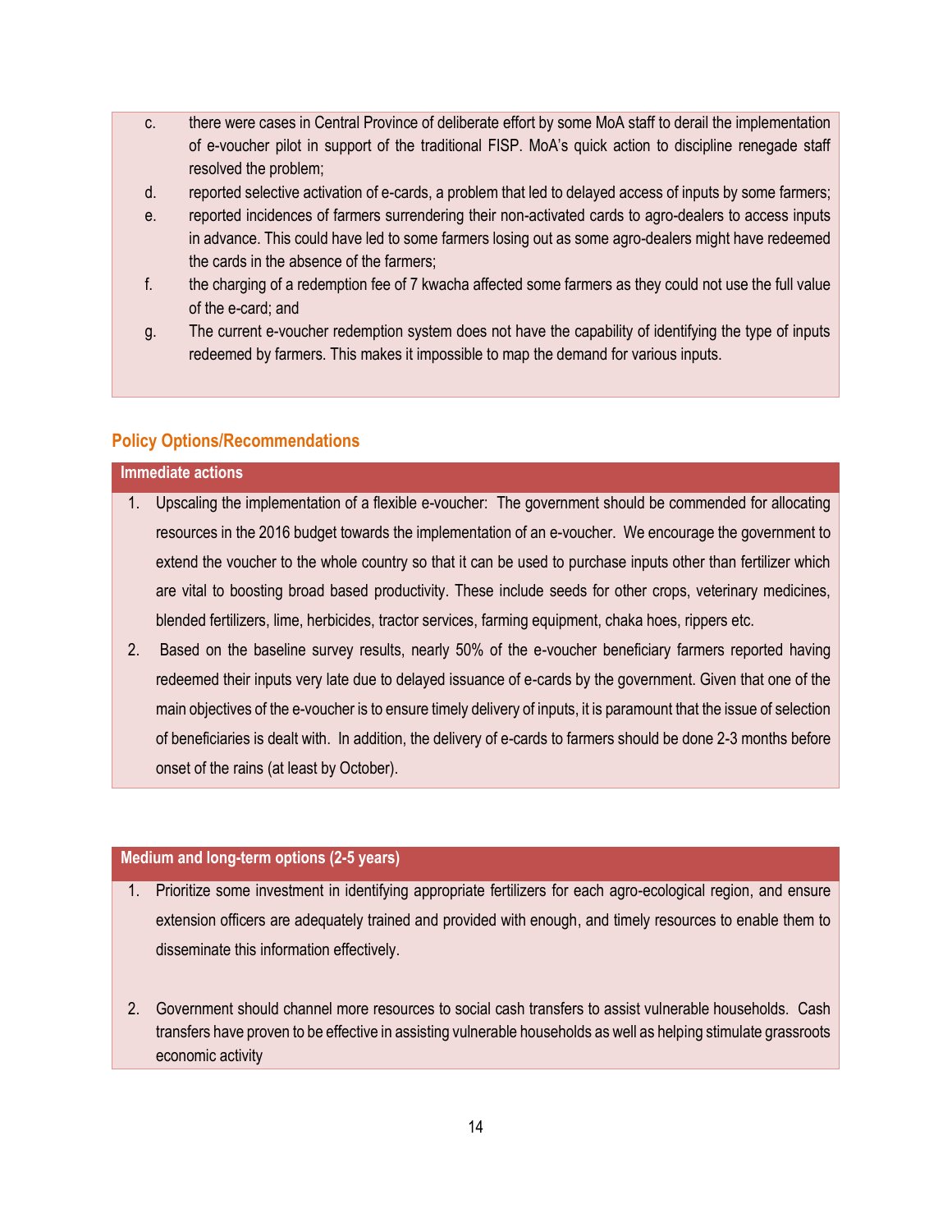c. there were cases in Central Province of deliberate effort by some MoA staff to derail the implementation of e-voucher pilot in support of the traditional FISP. MoA's quick action to discipline renegade staff resolved the problem;

d. reported selective activation of e-cards, a problem that led to delayed access of inputs by some farmers;

e. reported incidences of farmers surrendering their non-activated cards to agro-dealers to access inputs in advance. This could have led to some farmers losing out as some agro-dealers might have redeemed the cards in the absence of the farmers;

f. the charging of a redemption fee of 7 kwacha affected some farmers as they could not use the full value of the e-card; and

g. The current e-voucher redemption system does not have the capability of identifying the type of inputs redeemed by farmers. This makes it impossible to map the demand for various inputs.

## Policy Options/Recommendations

### Immediate actions

1. Upscaling the implementation of a flexible e-voucher: The government should be commended for allocating resources in the 2016 budget towards the implementation of an e-voucher. We encourage the government to extend the voucher to the whole country so that it can be used to purchase inputs other than fertilizer which are vital to boosting broad based productivity. These include seeds for other crops, veterinary medicines, blended fertilizers, lime, herbicides, tractor services, farming equipment, chaka hoes, rippers etc.
2. Based on the baseline survey results, nearly 50% of the e-voucher beneficiary farmers reported having redeemed their inputs very late due to delayed issuance of e-cards by the government. Given that one of the main objectives of the e-voucher is to ensure timely delivery of inputs, it is paramount that the issue of selection of beneficiaries is dealt with. In addition, the delivery of e-cards to farmers should be done 2-3 months before onset of the rains (at least by October).

### Medium and long-term options (2-5 years)

1. Prioritize some investment in identifying appropriate fertilizers for each agro-ecological region, and ensure extension officers are adequately trained and provided with enough, and timely resources to enable them to disseminate this information effectively.

2. Government should channel more resources to social cash transfers to assist vulnerable households. Cash transfers have proven to be effective in assisting vulnerable households as well as helping stimulate grassroots economic activity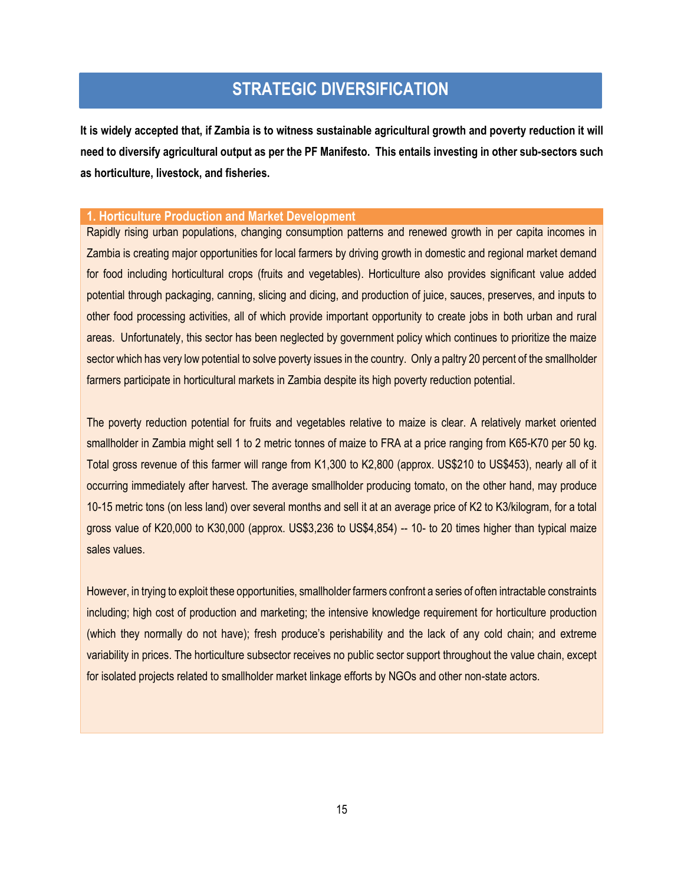# STRATEGIC DIVERSIFICATION

**It is widely accepted that, if Zambia is to witness sustainable agricultural growth and poverty reduction it will need to diversify agricultural output as per the PF Manifesto. This entails investing in other sub-sectors such as horticulture, livestock, and fisheries.**

## 1. Horticulture Production and Market Development

Rapidly rising urban populations, changing consumption patterns and renewed growth in per capita incomes in Zambia is creating major opportunities for local farmers by driving growth in domestic and regional market demand for food including horticultural crops (fruits and vegetables). Horticulture also provides significant value added potential through packaging, canning, slicing and dicing, and production of juice, sauces, preserves, and inputs to other food processing activities, all of which provide important opportunity to create jobs in both urban and rural areas. Unfortunately, this sector has been neglected by government policy which continues to prioritize the maize sector which has very low potential to solve poverty issues in the country. Only a paltry 20 percent of the smallholder farmers participate in horticultural markets in Zambia despite its high poverty reduction potential.

The poverty reduction potential for fruits and vegetables relative to maize is clear. A relatively market oriented smallholder in Zambia might sell 1 to 2 metric tonnes of maize to FRA at a price ranging from K65-K70 per 50 kg. Total gross revenue of this farmer will range from K1,300 to K2,800 (approx. US$210 to US$453), nearly all of it occurring immediately after harvest. The average smallholder producing tomato, on the other hand, may produce 10-15 metric tons (on less land) over several months and sell it at an average price of K2 to K3/kilogram, for a total gross value of K20,000 to K30,000 (approx. US$3,236 to US$4,854) -- 10- to 20 times higher than typical maize sales values.

However, in trying to exploit these opportunities, smallholder farmers confront a series of often intractable constraints including; high cost of production and marketing; the intensive knowledge requirement for horticulture production (which they normally do not have); fresh produce's perishability and the lack of any cold chain; and extreme variability in prices. The horticulture subsector receives no public sector support throughout the value chain, except for isolated projects related to smallholder market linkage efforts by NGOs and other non-state actors.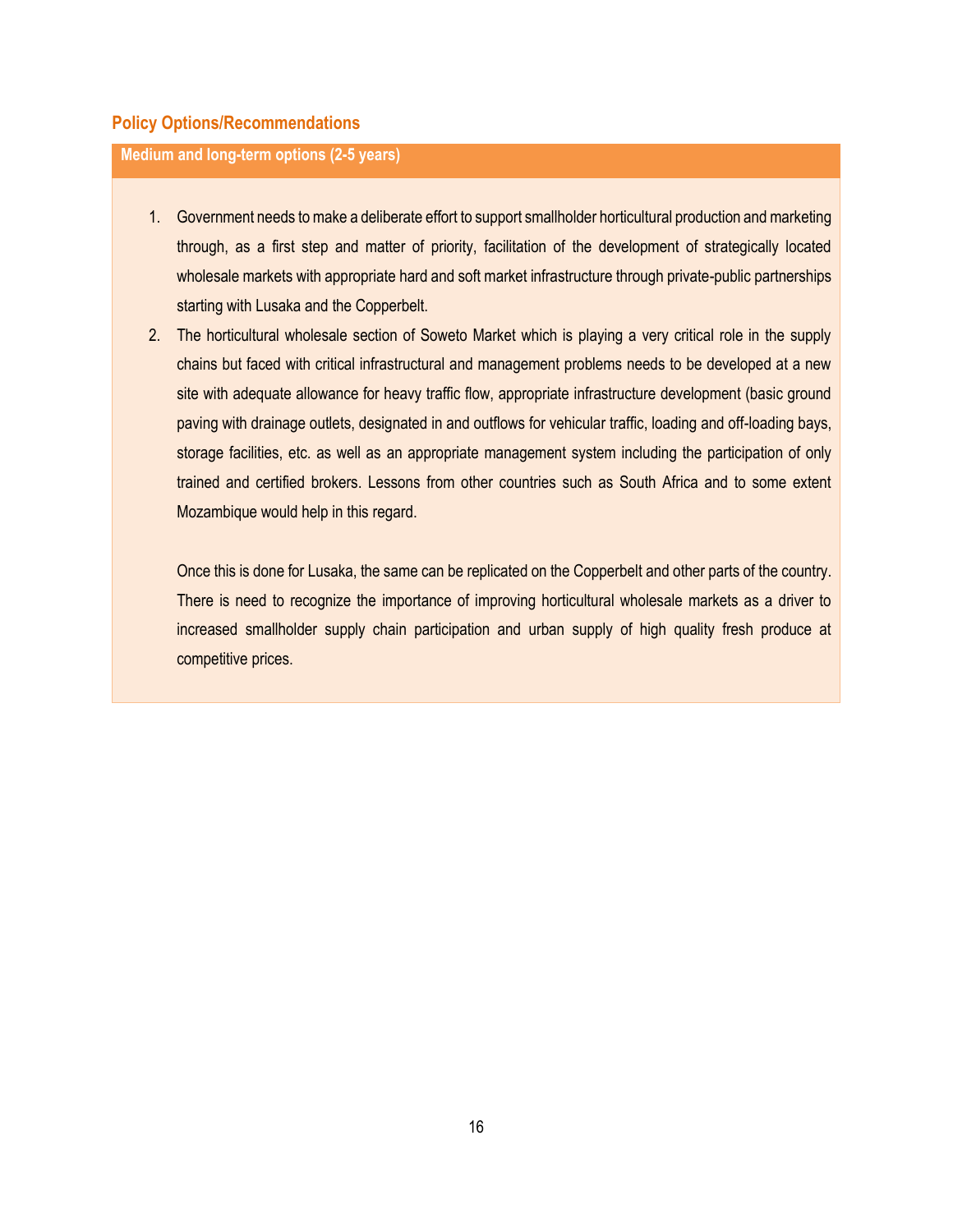## Policy Options/Recommendations

**Medium and long-term options (2-5 years)**

1. Government needs to make a deliberate effort to support smallholder horticultural production and marketing through, as a first step and matter of priority, facilitation of the development of strategically located wholesale markets with appropriate hard and soft market infrastructure through private-public partnerships starting with Lusaka and the Copperbelt.
2. The horticultural wholesale section of Soweto Market which is playing a very critical role in the supply chains but faced with critical infrastructural and management problems needs to be developed at a new site with adequate allowance for heavy traffic flow, appropriate infrastructure development (basic ground paving with drainage outlets, designated in and outflows for vehicular traffic, loading and off-loading bays, storage facilities, etc. as well as an appropriate management system including the participation of only trained and certified brokers. Lessons from other countries such as South Africa and to some extent Mozambique would help in this regard.

   Once this is done for Lusaka, the same can be replicated on the Copperbelt and other parts of the country. There is need to recognize the importance of improving horticultural wholesale markets as a driver to increased smallholder supply chain participation and urban supply of high quality fresh produce at competitive prices.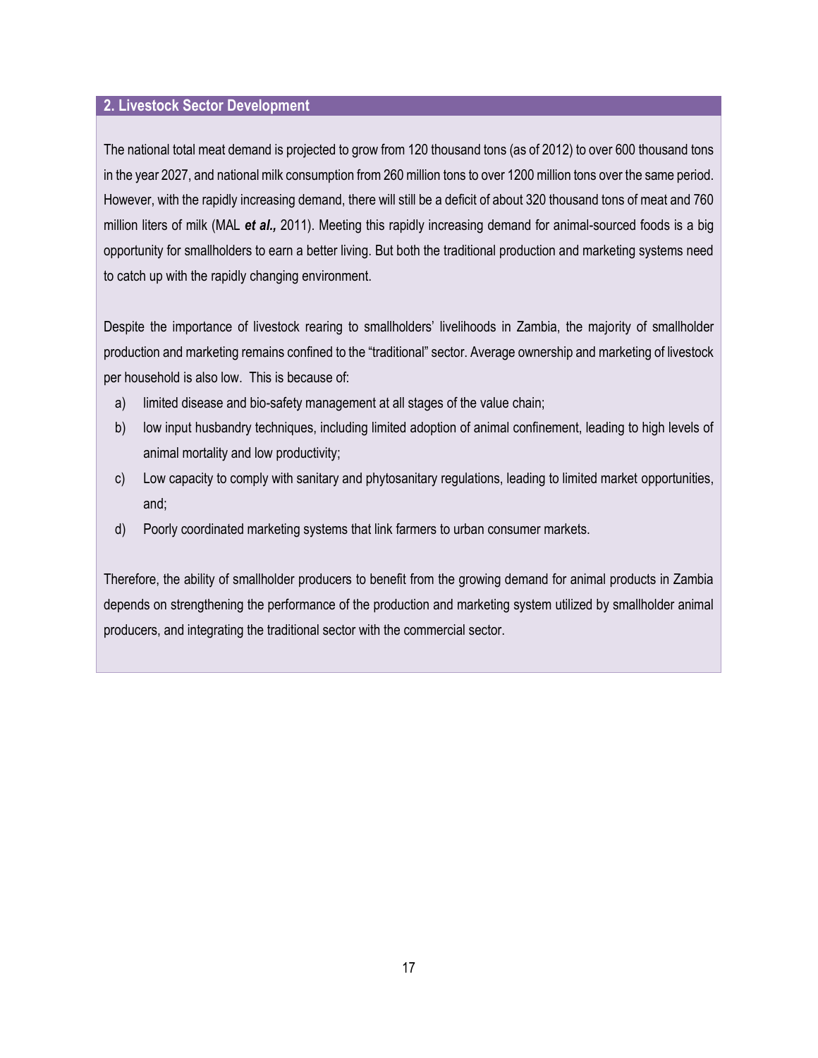## 2. Livestock Sector Development

The national total meat demand is projected to grow from 120 thousand tons (as of 2012) to over 600 thousand tons in the year 2027, and national milk consumption from 260 million tons to over 1200 million tons over the same period. However, with the rapidly increasing demand, there will still be a deficit of about 320 thousand tons of meat and 760 million liters of milk (MAL ***et al.,*** 2011). Meeting this rapidly increasing demand for animal-sourced foods is a big opportunity for smallholders to earn a better living. But both the traditional production and marketing systems need to catch up with the rapidly changing environment.

Despite the importance of livestock rearing to smallholders' livelihoods in Zambia, the majority of smallholder production and marketing remains confined to the "traditional" sector. Average ownership and marketing of livestock per household is also low. This is because of:

a) limited disease and bio-safety management at all stages of the value chain;
b) low input husbandry techniques, including limited adoption of animal confinement, leading to high levels of animal mortality and low productivity;
c) Low capacity to comply with sanitary and phytosanitary regulations, leading to limited market opportunities, and;
d) Poorly coordinated marketing systems that link farmers to urban consumer markets.

Therefore, the ability of smallholder producers to benefit from the growing demand for animal products in Zambia depends on strengthening the performance of the production and marketing system utilized by smallholder animal producers, and integrating the traditional sector with the commercial sector.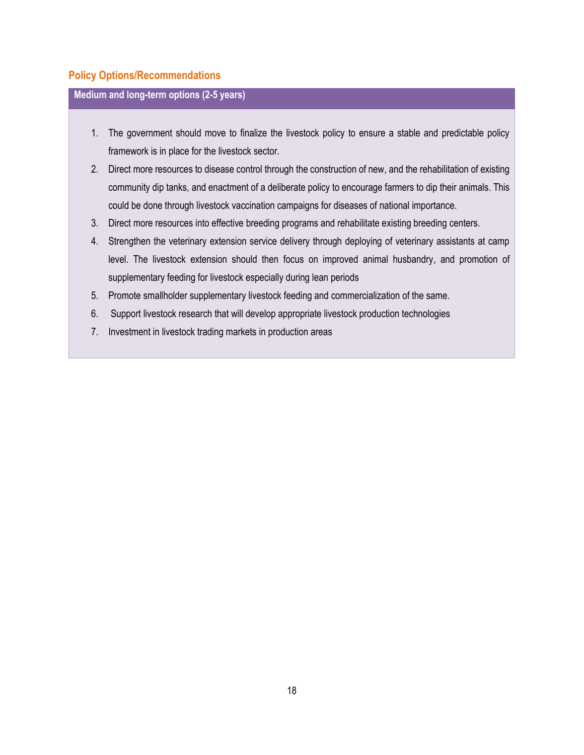## Policy Options/Recommendations

**Medium and long-term options (2-5 years)**

1. The government should move to finalize the livestock policy to ensure a stable and predictable policy framework is in place for the livestock sector.
2. Direct more resources to disease control through the construction of new, and the rehabilitation of existing community dip tanks, and enactment of a deliberate policy to encourage farmers to dip their animals. This could be done through livestock vaccination campaigns for diseases of national importance.
3. Direct more resources into effective breeding programs and rehabilitate existing breeding centers.
4. Strengthen the veterinary extension service delivery through deploying of veterinary assistants at camp level. The livestock extension should then focus on improved animal husbandry, and promotion of supplementary feeding for livestock especially during lean periods
5. Promote smallholder supplementary livestock feeding and commercialization of the same.
6. Support livestock research that will develop appropriate livestock production technologies
7. Investment in livestock trading markets in production areas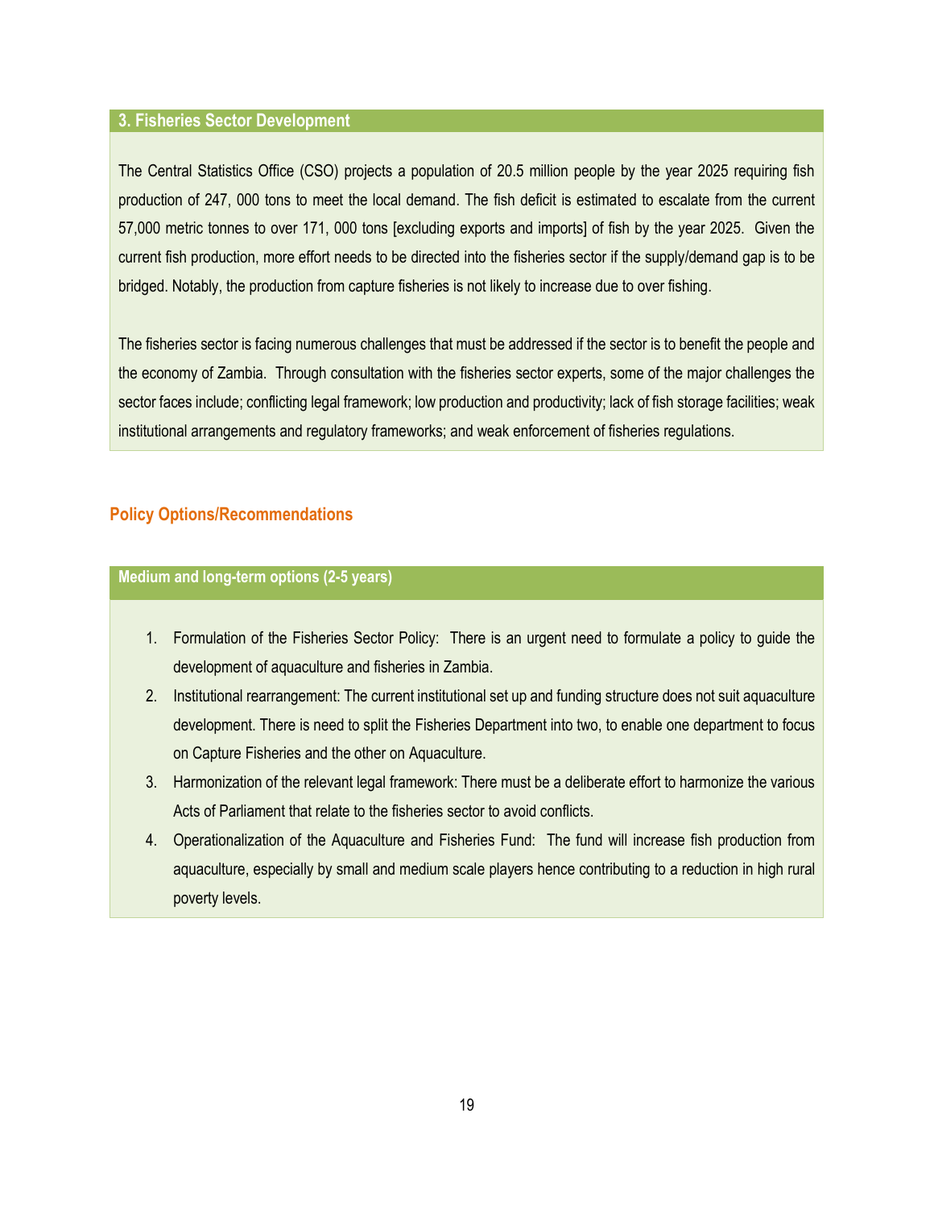## 3. Fisheries Sector Development

The Central Statistics Office (CSO) projects a population of 20.5 million people by the year 2025 requiring fish production of 247, 000 tons to meet the local demand. The fish deficit is estimated to escalate from the current 57,000 metric tonnes to over 171, 000 tons [excluding exports and imports] of fish by the year 2025. Given the current fish production, more effort needs to be directed into the fisheries sector if the supply/demand gap is to be bridged. Notably, the production from capture fisheries is not likely to increase due to over fishing.

The fisheries sector is facing numerous challenges that must be addressed if the sector is to benefit the people and the economy of Zambia. Through consultation with the fisheries sector experts, some of the major challenges the sector faces include; conflicting legal framework; low production and productivity; lack of fish storage facilities; weak institutional arrangements and regulatory frameworks; and weak enforcement of fisheries regulations.

## Policy Options/Recommendations

### Medium and long-term options (2-5 years)

1. Formulation of the Fisheries Sector Policy: There is an urgent need to formulate a policy to guide the development of aquaculture and fisheries in Zambia.
2. Institutional rearrangement: The current institutional set up and funding structure does not suit aquaculture development. There is need to split the Fisheries Department into two, to enable one department to focus on Capture Fisheries and the other on Aquaculture.
3. Harmonization of the relevant legal framework: There must be a deliberate effort to harmonize the various Acts of Parliament that relate to the fisheries sector to avoid conflicts.
4. Operationalization of the Aquaculture and Fisheries Fund: The fund will increase fish production from aquaculture, especially by small and medium scale players hence contributing to a reduction in high rural poverty levels.